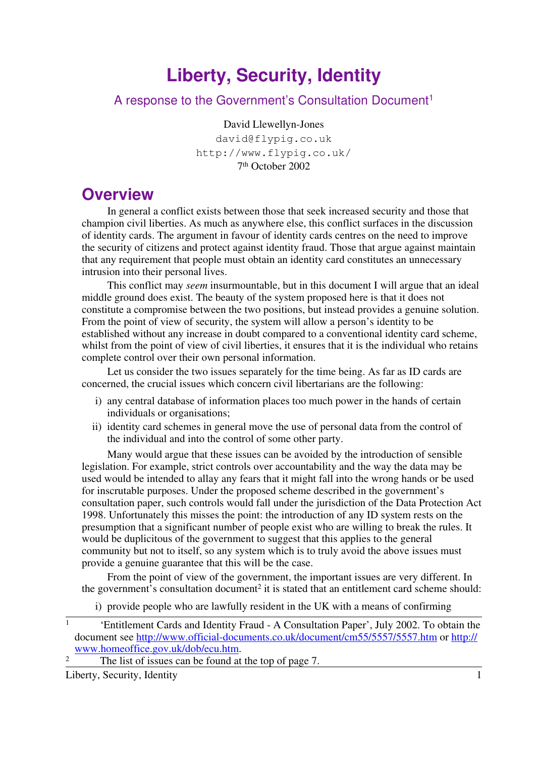# Liberty, Security, Identity

A response to the Government's Consultation Document[1]

David Llewellyn-Jones
david@flypig.co.uk
http://www.flypig.co.uk/
7th October 2002

## Overview

In general a conflict exists between those that seek increased security and those that champion civil liberties. As much as anywhere else, this conflict surfaces in the discussion of identity cards. The argument in favour of identity cards centres on the need to improve the security of citizens and protect against identity fraud. Those that argue against maintain that any requirement that people must obtain an identity card constitutes an unnecessary intrusion into their personal lives.

This conflict may *seem* insurmountable, but in this document I will argue that an ideal middle ground does exist. The beauty of the system proposed here is that it does not constitute a compromise between the two positions, but instead provides a genuine solution. From the point of view of security, the system will allow a person's identity to be established without any increase in doubt compared to a conventional identity card scheme, whilst from the point of view of civil liberties, it ensures that it is the individual who retains complete control over their own personal information.

Let us consider the two issues separately for the time being. As far as ID cards are concerned, the crucial issues which concern civil libertarians are the following:

i) any central database of information places too much power in the hands of certain individuals or organisations;
ii) identity card schemes in general move the use of personal data from the control of the individual and into the control of some other party.

Many would argue that these issues can be avoided by the introduction of sensible legislation. For example, strict controls over accountability and the way the data may be used would be intended to allay any fears that it might fall into the wrong hands or be used for inscrutable purposes. Under the proposed scheme described in the government's consultation paper, such controls would fall under the jurisdiction of the Data Protection Act 1998. Unfortunately this misses the point: the introduction of any ID system rests on the presumption that a significant number of people exist who are willing to break the rules. It would be duplicitous of the government to suggest that this applies to the general community but not to itself, so any system which is to truly avoid the above issues must provide a genuine guarantee that this will be the case.

From the point of view of the government, the important issues are very different. In the government's consultation document[2] it is stated that an entitlement card scheme should:

i) provide people who are lawfully resident in the UK with a means of confirming

---

[1] 'Entitlement Cards and Identity Fraud - A Consultation Paper', July 2002. To obtain the document see http://www.official-documents.co.uk/document/cm55/5557/5557.htm or http://www.homeoffice.gov.uk/dob/ecu.htm.

[2] The list of issues can be found at the top of page 7.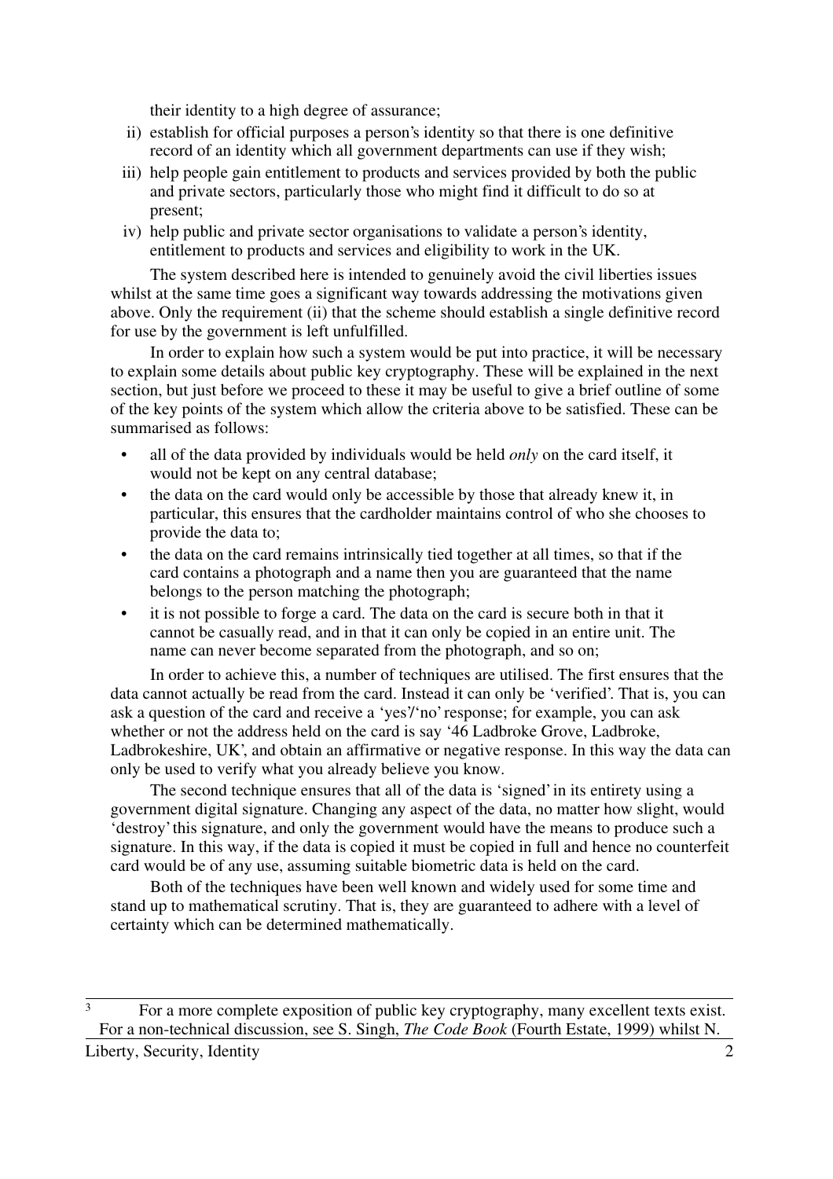their identity to a high degree of assurance;

ii) establish for official purposes a person's identity so that there is one definitive record of an identity which all government departments can use if they wish;

iii) help people gain entitlement to products and services provided by both the public and private sectors, particularly those who might find it difficult to do so at present;

iv) help public and private sector organisations to validate a person's identity, entitlement to products and services and eligibility to work in the UK.

The system described here is intended to genuinely avoid the civil liberties issues whilst at the same time goes a significant way towards addressing the motivations given above. Only the requirement (ii) that the scheme should establish a single definitive record for use by the government is left unfulfilled.

In order to explain how such a system would be put into practice, it will be necessary to explain some details about public key cryptography. These will be explained in the next section, but just before we proceed to these it may be useful to give a brief outline of some of the key points of the system which allow the criteria above to be satisfied. These can be summarised as follows:

- all of the data provided by individuals would be held *only* on the card itself, it would not be kept on any central database;
- the data on the card would only be accessible by those that already knew it, in particular, this ensures that the cardholder maintains control of who she chooses to provide the data to;
- the data on the card remains intrinsically tied together at all times, so that if the card contains a photograph and a name then you are guaranteed that the name belongs to the person matching the photograph;
- it is not possible to forge a card. The data on the card is secure both in that it cannot be casually read, and in that it can only be copied in an entire unit. The name can never become separated from the photograph, and so on;

In order to achieve this, a number of techniques are utilised. The first ensures that the data cannot actually be read from the card. Instead it can only be 'verified'. That is, you can ask a question of the card and receive a 'yes'/'no' response; for example, you can ask whether or not the address held on the card is say '46 Ladbroke Grove, Ladbroke, Ladbrokeshire, UK', and obtain an affirmative or negative response. In this way the data can only be used to verify what you already believe you know.

The second technique ensures that all of the data is 'signed' in its entirety using a government digital signature. Changing any aspect of the data, no matter how slight, would 'destroy' this signature, and only the government would have the means to produce such a signature. In this way, if the data is copied it must be copied in full and hence no counterfeit card would be of any use, assuming suitable biometric data is held on the card.

Both of the techniques have been well known and widely used for some time and stand up to mathematical scrutiny. That is, they are guaranteed to adhere with a level of certainty which can be determined mathematically.

[3] For a more complete exposition of public key cryptography, many excellent texts exist. For a non-technical discussion, see S. Singh, *The Code Book* (Fourth Estate, 1999) whilst N.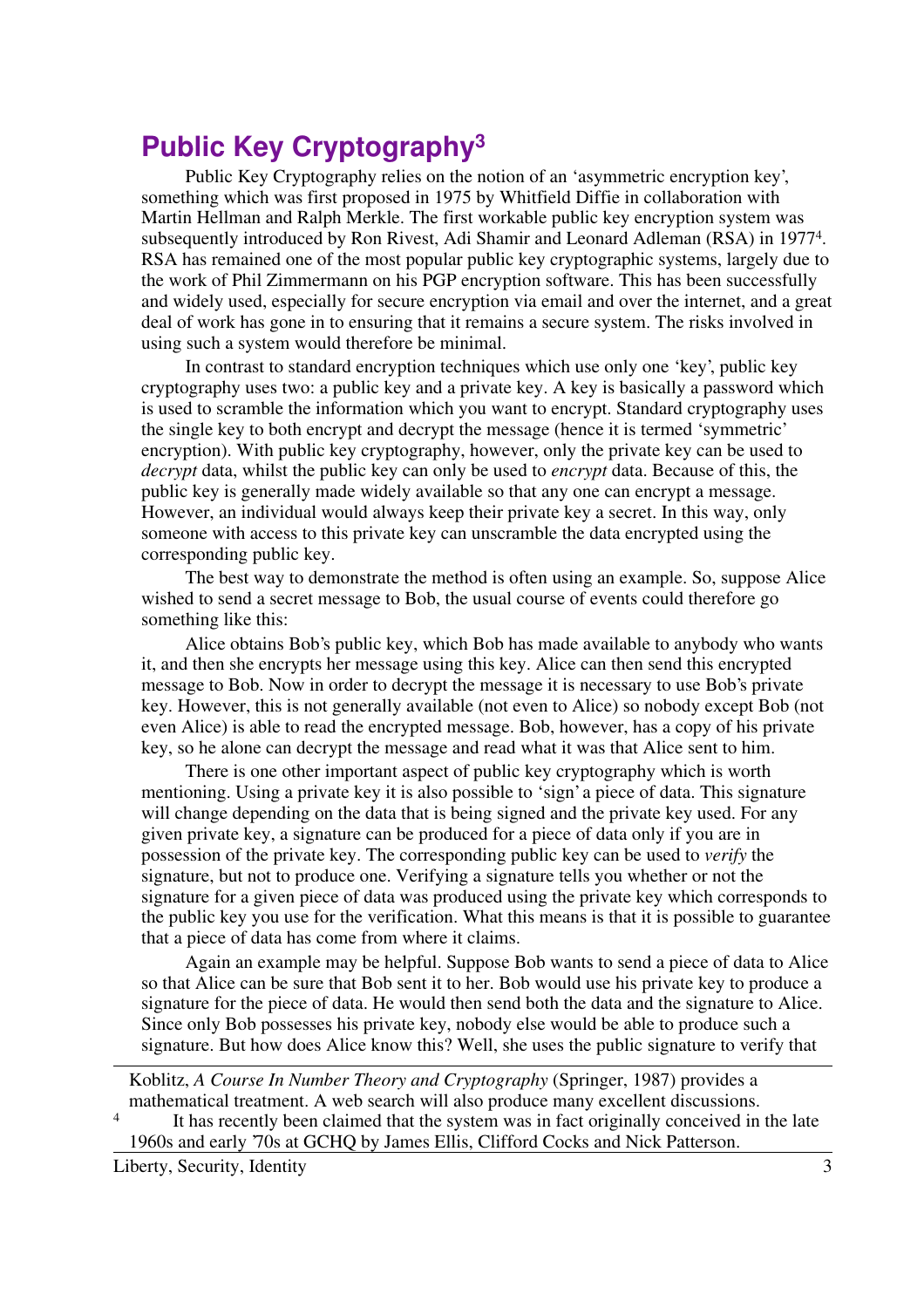## Public Key Cryptography[3]

Public Key Cryptography relies on the notion of an 'asymmetric encryption key', something which was first proposed in 1975 by Whitfield Diffie in collaboration with Martin Hellman and Ralph Merkle. The first workable public key encryption system was subsequently introduced by Ron Rivest, Adi Shamir and Leonard Adleman (RSA) in 1977[4]. RSA has remained one of the most popular public key cryptographic systems, largely due to the work of Phil Zimmermann on his PGP encryption software. This has been successfully and widely used, especially for secure encryption via email and over the internet, and a great deal of work has gone in to ensuring that it remains a secure system. The risks involved in using such a system would therefore be minimal.

In contrast to standard encryption techniques which use only one 'key', public key cryptography uses two: a public key and a private key. A key is basically a password which is used to scramble the information which you want to encrypt. Standard cryptography uses the single key to both encrypt and decrypt the message (hence it is termed 'symmetric' encryption). With public key cryptography, however, only the private key can be used to *decrypt* data, whilst the public key can only be used to *encrypt* data. Because of this, the public key is generally made widely available so that any one can encrypt a message. However, an individual would always keep their private key a secret. In this way, only someone with access to this private key can unscramble the data encrypted using the corresponding public key.

The best way to demonstrate the method is often using an example. So, suppose Alice wished to send a secret message to Bob, the usual course of events could therefore go something like this:

Alice obtains Bob's public key, which Bob has made available to anybody who wants it, and then she encrypts her message using this key. Alice can then send this encrypted message to Bob. Now in order to decrypt the message it is necessary to use Bob's private key. However, this is not generally available (not even to Alice) so nobody except Bob (not even Alice) is able to read the encrypted message. Bob, however, has a copy of his private key, so he alone can decrypt the message and read what it was that Alice sent to him.

There is one other important aspect of public key cryptography which is worth mentioning. Using a private key it is also possible to 'sign' a piece of data. This signature will change depending on the data that is being signed and the private key used. For any given private key, a signature can be produced for a piece of data only if you are in possession of the private key. The corresponding public key can be used to *verify* the signature, but not to produce one. Verifying a signature tells you whether or not the signature for a given piece of data was produced using the private key which corresponds to the public key you use for the verification. What this means is that it is possible to guarantee that a piece of data has come from where it claims.

Again an example may be helpful. Suppose Bob wants to send a piece of data to Alice so that Alice can be sure that Bob sent it to her. Bob would use his private key to produce a signature for the piece of data. He would then send both the data and the signature to Alice. Since only Bob possesses his private key, nobody else would be able to produce such a signature. But how does Alice know this? Well, she uses the public signature to verify that

---

Koblitz, *A Course In Number Theory and Cryptography* (Springer, 1987) provides a mathematical treatment. A web search will also produce many excellent discussions.

[4] It has recently been claimed that the system was in fact originally conceived in the late 1960s and early '70s at GCHQ by James Ellis, Clifford Cocks and Nick Patterson.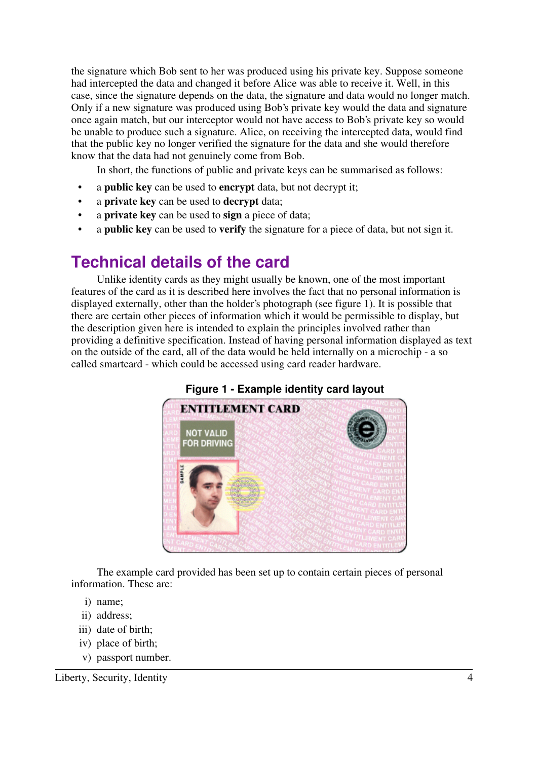the signature which Bob sent to her was produced using his private key. Suppose someone had intercepted the data and changed it before Alice was able to receive it. Well, in this case, since the signature depends on the data, the signature and data would no longer match. Only if a new signature was produced using Bob's private key would the data and signature once again match, but our interceptor would not have access to Bob's private key so would be unable to produce such a signature. Alice, on receiving the intercepted data, would find that the public key no longer verified the signature for the data and she would therefore know that the data had not genuinely come from Bob.

In short, the functions of public and private keys can be summarised as follows:

- a **public key** can be used to **encrypt** data, but not decrypt it;
- a **private key** can be used to **decrypt** data;
- a **private key** can be used to **sign** a piece of data;
- a **public key** can be used to **verify** the signature for a piece of data, but not sign it.

## Technical details of the card

Unlike identity cards as they might usually be known, one of the most important features of the card as it is described here involves the fact that no personal information is displayed externally, other than the holder's photograph (see figure 1). It is possible that there are certain other pieces of information which it would be permissible to display, but the description given here is intended to explain the principles involved rather than providing a definitive specification. Instead of having personal information displayed as text on the outside of the card, all of the data would be held internally on a microchip - a so called smartcard - which could be accessed using card reader hardware.

**Figure 1 - Example identity card layout**

The example card provided has been set up to contain certain pieces of personal information. These are:

i) name;
ii) address;
iii) date of birth;
iv) place of birth;
v) passport number.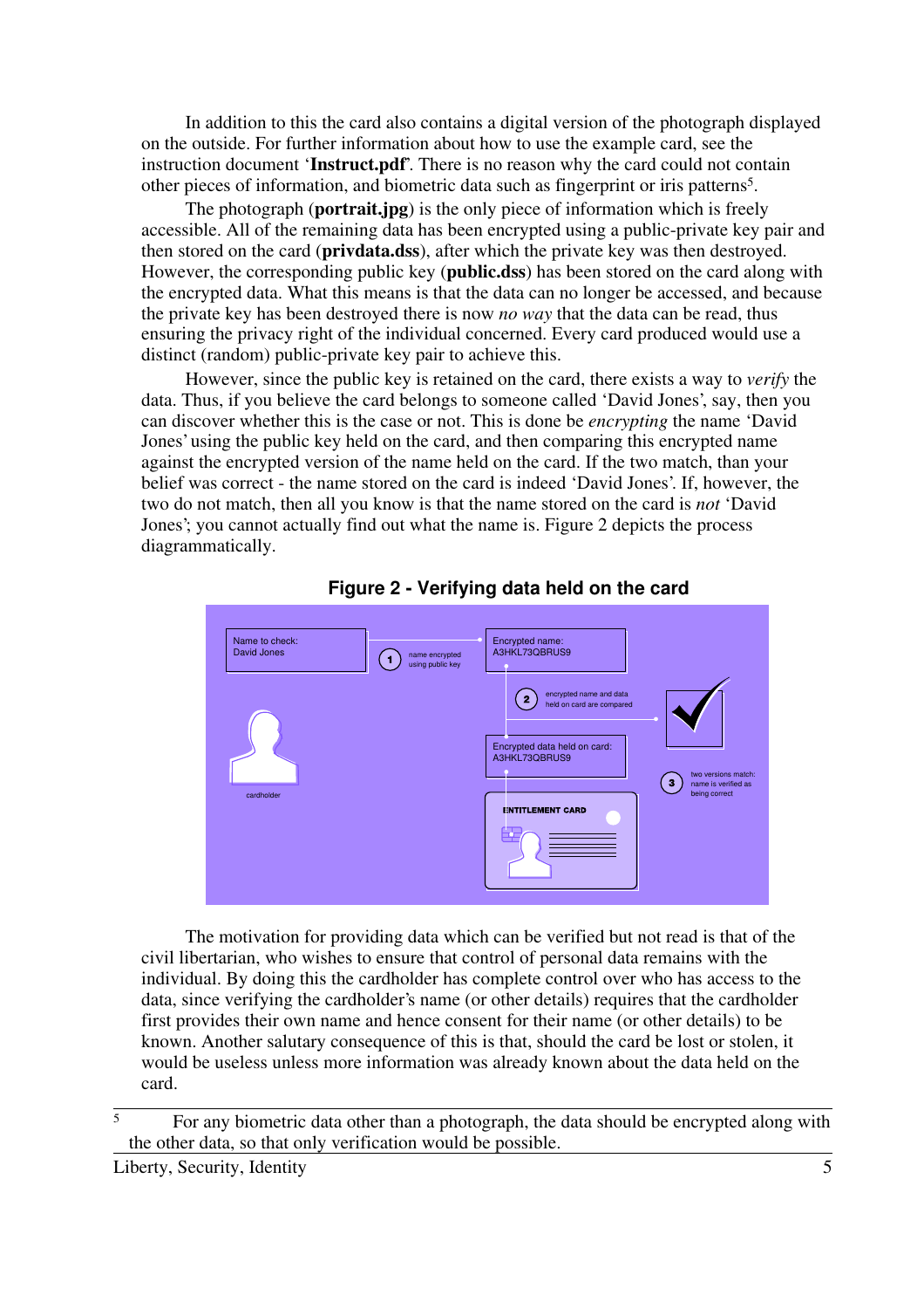In addition to this the card also contains a digital version of the photograph displayed on the outside. For further information about how to use the example card, see the instruction document '**Instruct.pdf**'. There is no reason why the card could not contain other pieces of information, and biometric data such as fingerprint or iris patterns[5].

The photograph (**portrait.jpg**) is the only piece of information which is freely accessible. All of the remaining data has been encrypted using a public-private key pair and then stored on the card (**privdata.dss**), after which the private key was then destroyed. However, the corresponding public key (**public.dss**) has been stored on the card along with the encrypted data. What this means is that the data can no longer be accessed, and because the private key has been destroyed there is now *no way* that the data can be read, thus ensuring the privacy right of the individual concerned. Every card produced would use a distinct (random) public-private key pair to achieve this.

However, since the public key is retained on the card, there exists a way to *verify* the data. Thus, if you believe the card belongs to someone called 'David Jones', say, then you can discover whether this is the case or not. This is done be *encrypting* the name 'David Jones' using the public key held on the card, and then comparing this encrypted name against the encrypted version of the name held on the card. If the two match, than your belief was correct - the name stored on the card is indeed 'David Jones'. If, however, the two do not match, then all you know is that the name stored on the card is *not* 'David Jones'; you cannot actually find out what the name is. Figure 2 depicts the process diagrammatically.

**Figure 2 - Verifying data held on the card**

The motivation for providing data which can be verified but not read is that of the civil libertarian, who wishes to ensure that control of personal data remains with the individual. By doing this the cardholder has complete control over who has access to the data, since verifying the cardholder's name (or other details) requires that the cardholder first provides their own name and hence consent for their name (or other details) to be known. Another salutary consequence of this is that, should the card be lost or stolen, it would be useless unless more information was already known about the data held on the card.

---

[5] For any biometric data other than a photograph, the data should be encrypted along with the other data, so that only verification would be possible.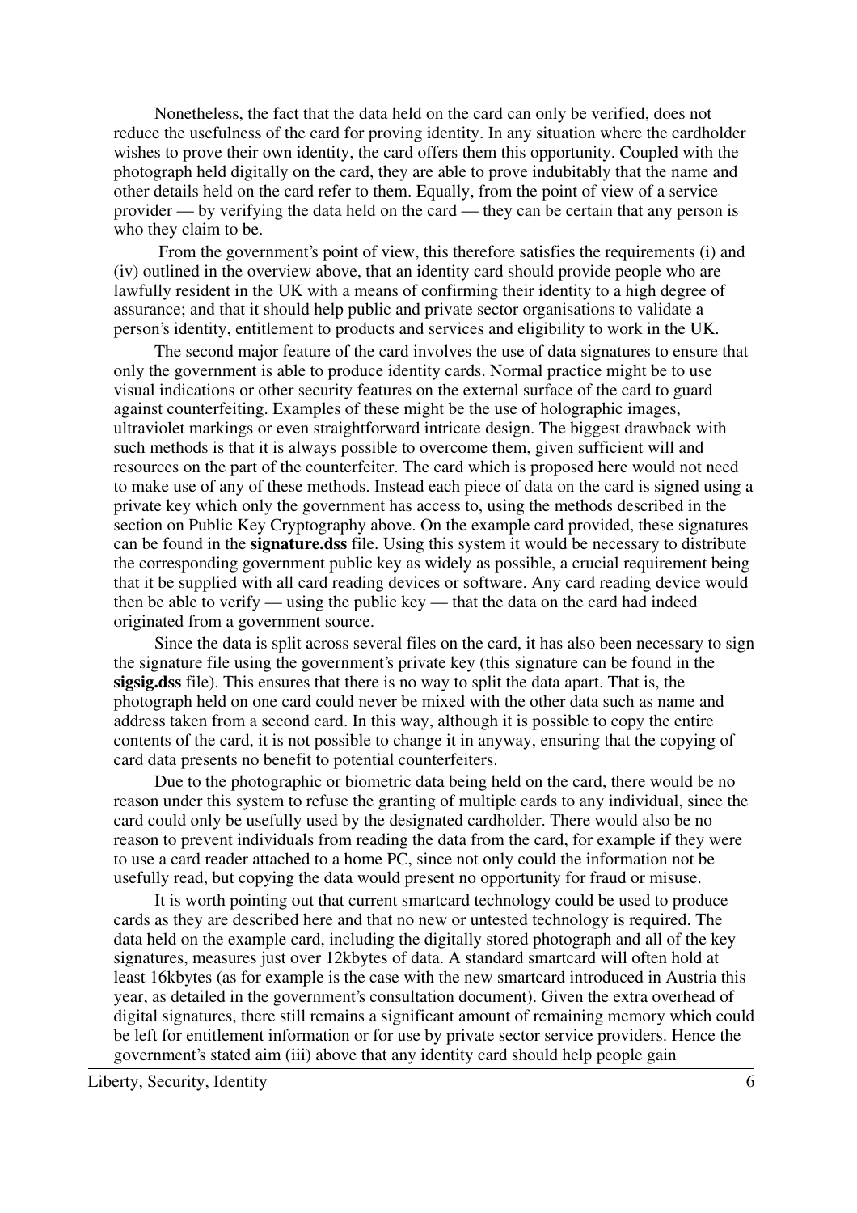Nonetheless, the fact that the data held on the card can only be verified, does not reduce the usefulness of the card for proving identity. In any situation where the cardholder wishes to prove their own identity, the card offers them this opportunity. Coupled with the photograph held digitally on the card, they are able to prove indubitably that the name and other details held on the card refer to them. Equally, from the point of view of a service provider — by verifying the data held on the card — they can be certain that any person is who they claim to be.

From the government's point of view, this therefore satisfies the requirements (i) and (iv) outlined in the overview above, that an identity card should provide people who are lawfully resident in the UK with a means of confirming their identity to a high degree of assurance; and that it should help public and private sector organisations to validate a person's identity, entitlement to products and services and eligibility to work in the UK.

The second major feature of the card involves the use of data signatures to ensure that only the government is able to produce identity cards. Normal practice might be to use visual indications or other security features on the external surface of the card to guard against counterfeiting. Examples of these might be the use of holographic images, ultraviolet markings or even straightforward intricate design. The biggest drawback with such methods is that it is always possible to overcome them, given sufficient will and resources on the part of the counterfeiter. The card which is proposed here would not need to make use of any of these methods. Instead each piece of data on the card is signed using a private key which only the government has access to, using the methods described in the section on Public Key Cryptography above. On the example card provided, these signatures can be found in the **signature.dss** file. Using this system it would be necessary to distribute the corresponding government public key as widely as possible, a crucial requirement being that it be supplied with all card reading devices or software. Any card reading device would then be able to verify — using the public key — that the data on the card had indeed originated from a government source.

Since the data is split across several files on the card, it has also been necessary to sign the signature file using the government's private key (this signature can be found in the **sigsig.dss** file). This ensures that there is no way to split the data apart. That is, the photograph held on one card could never be mixed with the other data such as name and address taken from a second card. In this way, although it is possible to copy the entire contents of the card, it is not possible to change it in anyway, ensuring that the copying of card data presents no benefit to potential counterfeiters.

Due to the photographic or biometric data being held on the card, there would be no reason under this system to refuse the granting of multiple cards to any individual, since the card could only be usefully used by the designated cardholder. There would also be no reason to prevent individuals from reading the data from the card, for example if they were to use a card reader attached to a home PC, since not only could the information not be usefully read, but copying the data would present no opportunity for fraud or misuse.

It is worth pointing out that current smartcard technology could be used to produce cards as they are described here and that no new or untested technology is required. The data held on the example card, including the digitally stored photograph and all of the key signatures, measures just over 12kbytes of data. A standard smartcard will often hold at least 16kbytes (as for example is the case with the new smartcard introduced in Austria this year, as detailed in the government's consultation document). Given the extra overhead of digital signatures, there still remains a significant amount of remaining memory which could be left for entitlement information or for use by private sector service providers. Hence the government's stated aim (iii) above that any identity card should help people gain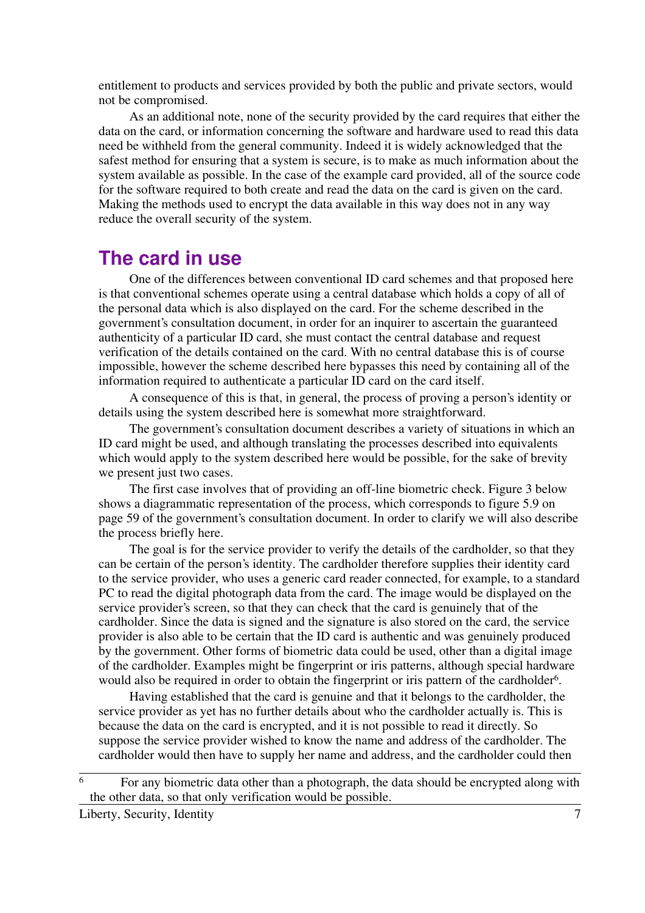entitlement to products and services provided by both the public and private sectors, would not be compromised.

As an additional note, none of the security provided by the card requires that either the data on the card, or information concerning the software and hardware used to read this data need be withheld from the general community. Indeed it is widely acknowledged that the safest method for ensuring that a system is secure, is to make as much information about the system available as possible. In the case of the example card provided, all of the source code for the software required to both create and read the data on the card is given on the card. Making the methods used to encrypt the data available in this way does not in any way reduce the overall security of the system.

## The card in use

One of the differences between conventional ID card schemes and that proposed here is that conventional schemes operate using a central database which holds a copy of all of the personal data which is also displayed on the card. For the scheme described in the government's consultation document, in order for an inquirer to ascertain the guaranteed authenticity of a particular ID card, she must contact the central database and request verification of the details contained on the card. With no central database this is of course impossible, however the scheme described here bypasses this need by containing all of the information required to authenticate a particular ID card on the card itself.

A consequence of this is that, in general, the process of proving a person's identity or details using the system described here is somewhat more straightforward.

The government's consultation document describes a variety of situations in which an ID card might be used, and although translating the processes described into equivalents which would apply to the system described here would be possible, for the sake of brevity we present just two cases.

The first case involves that of providing an off-line biometric check. Figure 3 below shows a diagrammatic representation of the process, which corresponds to figure 5.9 on page 59 of the government's consultation document. In order to clarify we will also describe the process briefly here.

The goal is for the service provider to verify the details of the cardholder, so that they can be certain of the person's identity. The cardholder therefore supplies their identity card to the service provider, who uses a generic card reader connected, for example, to a standard PC to read the digital photograph data from the card. The image would be displayed on the service provider's screen, so that they can check that the card is genuinely that of the cardholder. Since the data is signed and the signature is also stored on the card, the service provider is also able to be certain that the ID card is authentic and was genuinely produced by the government. Other forms of biometric data could be used, other than a digital image of the cardholder. Examples might be fingerprint or iris patterns, although special hardware would also be required in order to obtain the fingerprint or iris pattern of the cardholder[6].

Having established that the card is genuine and that it belongs to the cardholder, the service provider as yet has no further details about who the cardholder actually is. This is because the data on the card is encrypted, and it is not possible to read it directly. So suppose the service provider wished to know the name and address of the cardholder. The cardholder would then have to supply her name and address, and the cardholder could then

[6] For any biometric data other than a photograph, the data should be encrypted along with the other data, so that only verification would be possible.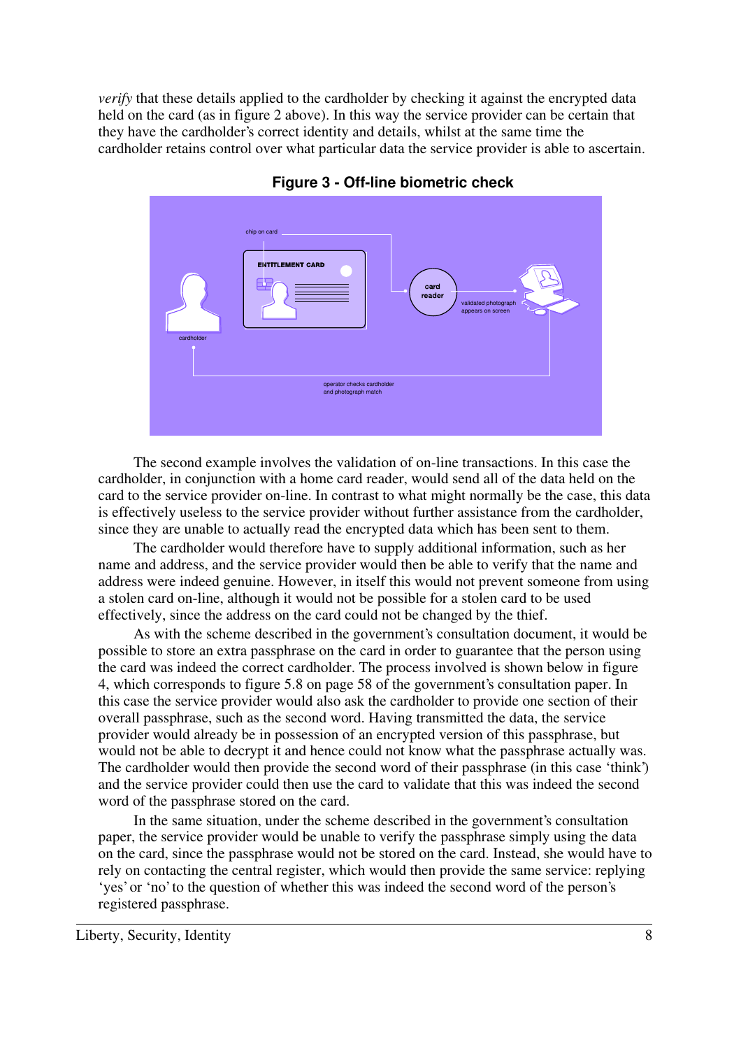*verify* that these details applied to the cardholder by checking it against the encrypted data held on the card (as in figure 2 above). In this way the service provider can be certain that they have the cardholder's correct identity and details, whilst at the same time the cardholder retains control over what particular data the service provider is able to ascertain.

**Figure 3 - Off-line biometric check**

The second example involves the validation of on-line transactions. In this case the cardholder, in conjunction with a home card reader, would send all of the data held on the card to the service provider on-line. In contrast to what might normally be the case, this data is effectively useless to the service provider without further assistance from the cardholder, since they are unable to actually read the encrypted data which has been sent to them.

The cardholder would therefore have to supply additional information, such as her name and address, and the service provider would then be able to verify that the name and address were indeed genuine. However, in itself this would not prevent someone from using a stolen card on-line, although it would not be possible for a stolen card to be used effectively, since the address on the card could not be changed by the thief.

As with the scheme described in the government's consultation document, it would be possible to store an extra passphrase on the card in order to guarantee that the person using the card was indeed the correct cardholder. The process involved is shown below in figure 4, which corresponds to figure 5.8 on page 58 of the government's consultation paper. In this case the service provider would also ask the cardholder to provide one section of their overall passphrase, such as the second word. Having transmitted the data, the service provider would already be in possession of an encrypted version of this passphrase, but would not be able to decrypt it and hence could not know what the passphrase actually was. The cardholder would then provide the second word of their passphrase (in this case 'think') and the service provider could then use the card to validate that this was indeed the second word of the passphrase stored on the card.

In the same situation, under the scheme described in the government's consultation paper, the service provider would be unable to verify the passphrase simply using the data on the card, since the passphrase would not be stored on the card. Instead, she would have to rely on contacting the central register, which would then provide the same service: replying 'yes' or 'no' to the question of whether this was indeed the second word of the person's registered passphrase.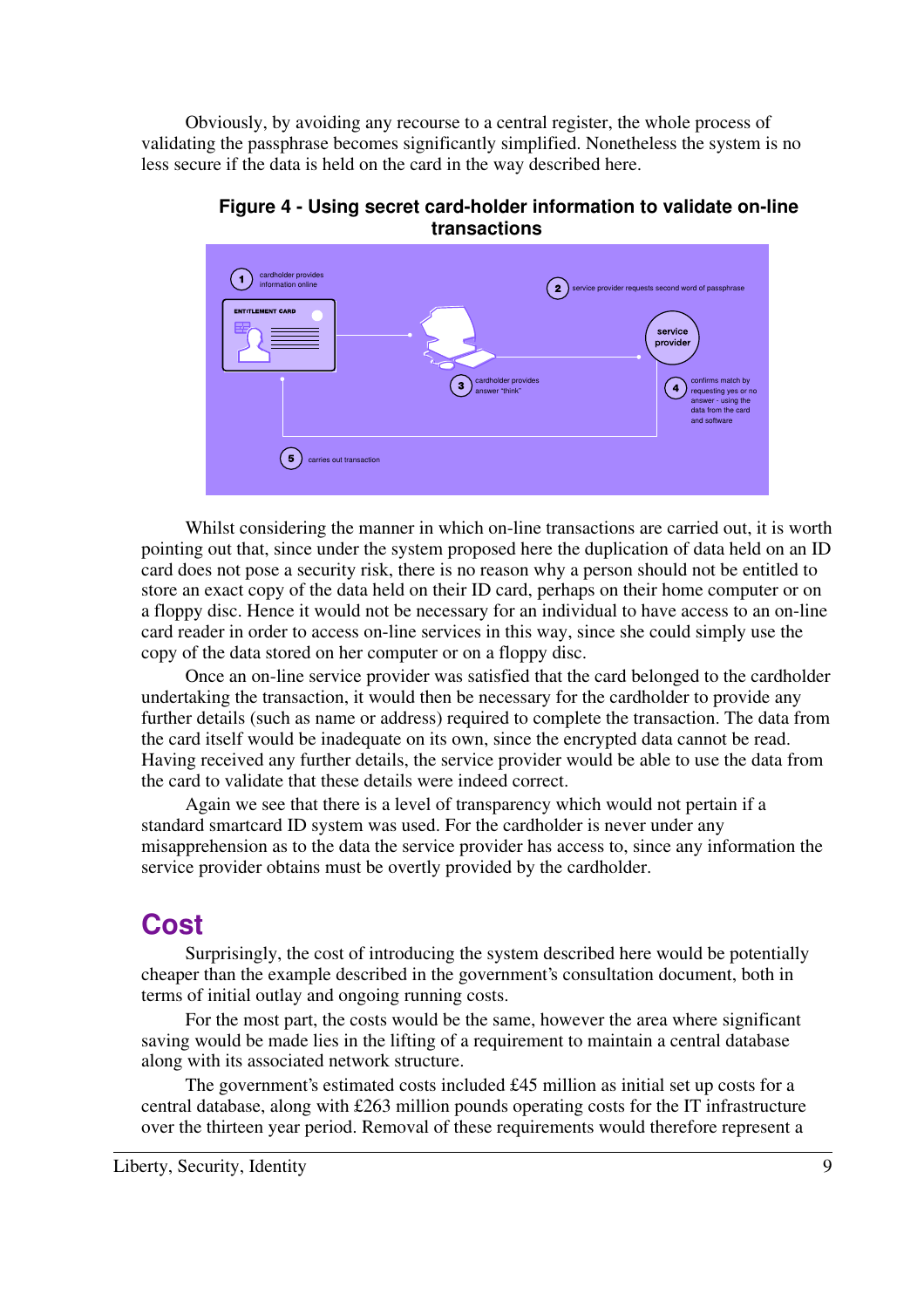Obviously, by avoiding any recourse to a central register, the whole process of validating the passphrase becomes significantly simplified. Nonetheless the system is no less secure if the data is held on the card in the way described here.

**Figure 4 - Using secret card-holder information to validate on-line transactions**

Whilst considering the manner in which on-line transactions are carried out, it is worth pointing out that, since under the system proposed here the duplication of data held on an ID card does not pose a security risk, there is no reason why a person should not be entitled to store an exact copy of the data held on their ID card, perhaps on their home computer or on a floppy disc. Hence it would not be necessary for an individual to have access to an on-line card reader in order to access on-line services in this way, since she could simply use the copy of the data stored on her computer or on a floppy disc.

Once an on-line service provider was satisfied that the card belonged to the cardholder undertaking the transaction, it would then be necessary for the cardholder to provide any further details (such as name or address) required to complete the transaction. The data from the card itself would be inadequate on its own, since the encrypted data cannot be read. Having received any further details, the service provider would be able to use the data from the card to validate that these details were indeed correct.

Again we see that there is a level of transparency which would not pertain if a standard smartcard ID system was used. For the cardholder is never under any misapprehension as to the data the service provider has access to, since any information the service provider obtains must be overtly provided by the cardholder.

## Cost

Surprisingly, the cost of introducing the system described here would be potentially cheaper than the example described in the government's consultation document, both in terms of initial outlay and ongoing running costs.

For the most part, the costs would be the same, however the area where significant saving would be made lies in the lifting of a requirement to maintain a central database along with its associated network structure.

The government's estimated costs included £45 million as initial set up costs for a central database, along with £263 million pounds operating costs for the IT infrastructure over the thirteen year period. Removal of these requirements would therefore represent a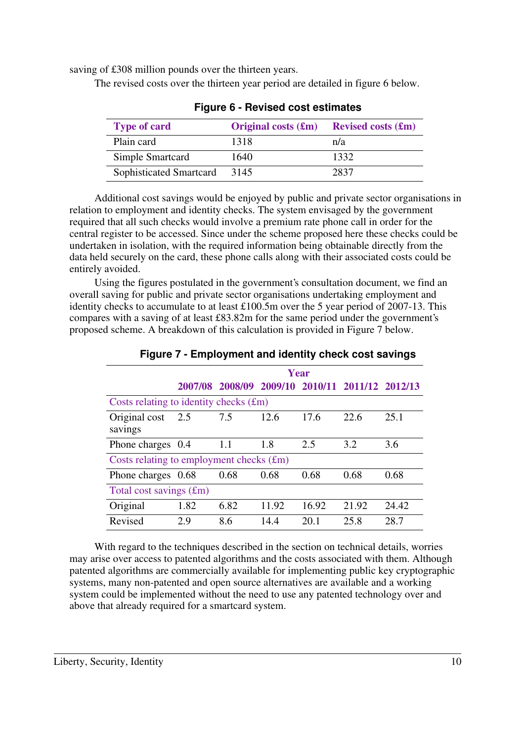saving of £308 million pounds over the thirteen years.

The revised costs over the thirteen year period are detailed in figure 6 below.

**Figure 6 - Revised cost estimates**

| Type of card | Original costs (£m) | Revised costs (£m) |
|---|---|---|
| Plain card | 1318 | n/a |
| Simple Smartcard | 1640 | 1332 |
| Sophisticated Smartcard | 3145 | 2837 |

Additional cost savings would be enjoyed by public and private sector organisations in relation to employment and identity checks. The system envisaged by the government required that all such checks would involve a premium rate phone call in order for the central register to be accessed. Since under the scheme proposed here these checks could be undertaken in isolation, with the required information being obtainable directly from the data held securely on the card, these phone calls along with their associated costs could be entirely avoided.

Using the figures postulated in the government's consultation document, we find an overall saving for public and private sector organisations undertaking employment and identity checks to accumulate to at least £100.5m over the 5 year period of 2007-13. This compares with a saving of at least £83.82m for the same period under the government's proposed scheme. A breakdown of this calculation is provided in Figure 7 below.

**Figure 7 - Employment and identity check cost savings**

| | Year | | | | | |
|---|---|---|---|---|---|---|
| | 2007/08 | 2008/09 | 2009/10 | 2010/11 | 2011/12 | 2012/13 |
| Costs relating to identity checks (£m) | | | | | | |
| Original cost savings | 2.5 | 7.5 | 12.6 | 17.6 | 22.6 | 25.1 |
| Phone charges | 0.4 | 1.1 | 1.8 | 2.5 | 3.2 | 3.6 |
| Costs relating to employment checks (£m) | | | | | | |
| Phone charges | 0.68 | 0.68 | 0.68 | 0.68 | 0.68 | 0.68 |
| Total cost savings (£m) | | | | | | |
| Original | 1.82 | 6.82 | 11.92 | 16.92 | 21.92 | 24.42 |
| Revised | 2.9 | 8.6 | 14.4 | 20.1 | 25.8 | 28.7 |

With regard to the techniques described in the section on technical details, worries may arise over access to patented algorithms and the costs associated with them. Although patented algorithms are commercially available for implementing public key cryptographic systems, many non-patented and open source alternatives are available and a working system could be implemented without the need to use any patented technology over and above that already required for a smartcard system.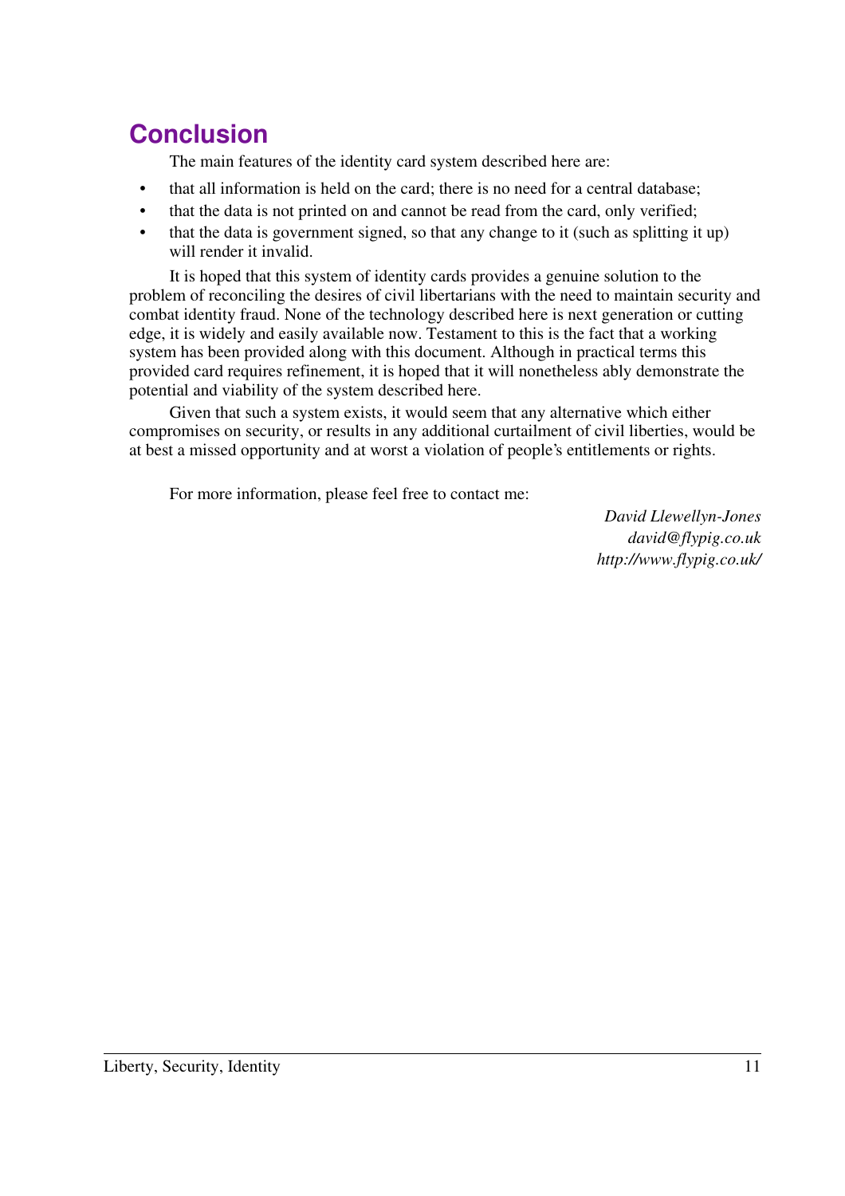## Conclusion

The main features of the identity card system described here are:

- that all information is held on the card; there is no need for a central database;
- that the data is not printed on and cannot be read from the card, only verified;
- that the data is government signed, so that any change to it (such as splitting it up) will render it invalid.

It is hoped that this system of identity cards provides a genuine solution to the problem of reconciling the desires of civil libertarians with the need to maintain security and combat identity fraud. None of the technology described here is next generation or cutting edge, it is widely and easily available now. Testament to this is the fact that a working system has been provided along with this document. Although in practical terms this provided card requires refinement, it is hoped that it will nonetheless ably demonstrate the potential and viability of the system described here.

Given that such a system exists, it would seem that any alternative which either compromises on security, or results in any additional curtailment of civil liberties, would be at best a missed opportunity and at worst a violation of people's entitlements or rights.

For more information, please feel free to contact me:

*David Llewellyn-Jones*
*david@flypig.co.uk*
*http://www.flypig.co.uk/*